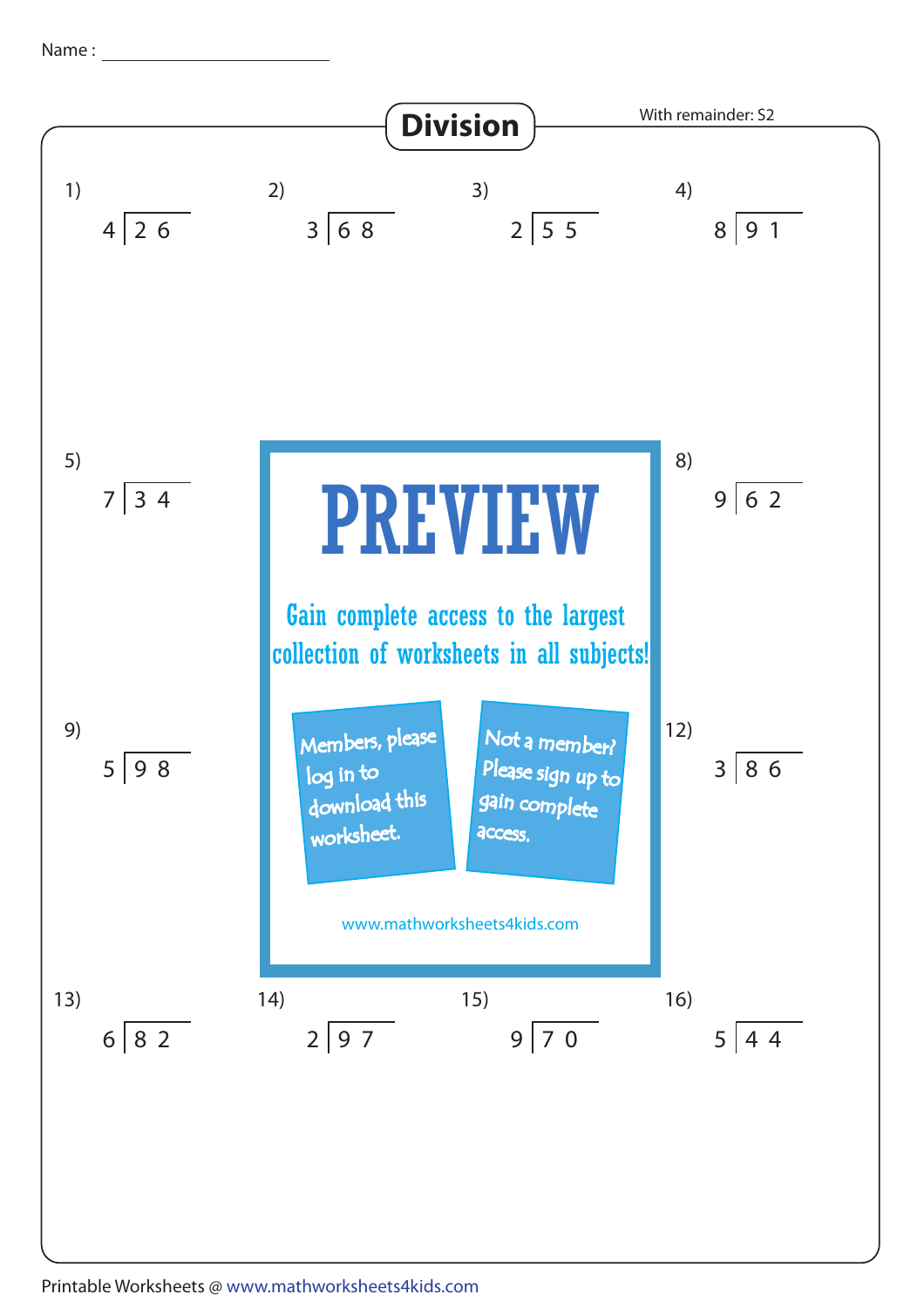Name : ____________________

# Division

With remainder: S2

1) $4 \overline{)26}$

2) $3 \overline{)68}$

3) $2 \overline{)55}$

4) $8 \overline{)91}$

5) $7 \overline{)34}$

8) $9 \overline{)62}$

9) $5 \overline{)98}$

12) $3 \overline{)86}$

13) $6 \overline{)82}$

14) $2 \overline{)97}$

15) $9 \overline{)70}$

16) $5 \overline{)44}$

**PREVIEW**

Gain complete access to the largest collection of worksheets in all subjects!

Members, please log in to download this worksheet.

Not a member? Please sign up to gain complete access.

www.mathworksheets4kids.com

Printable Worksheets @ www.mathworksheets4kids.com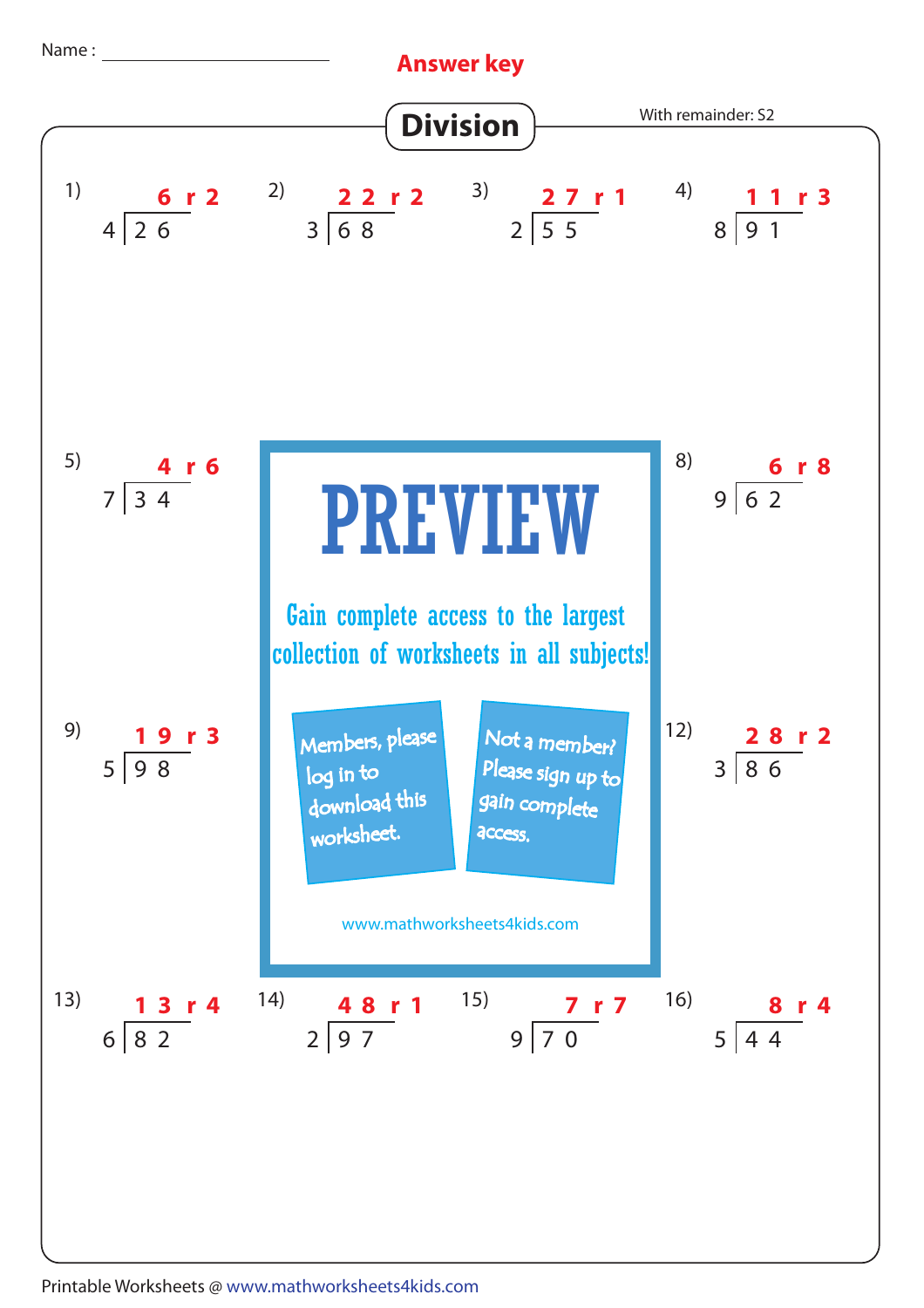Name :

**Answer key**

# Division

With remainder: S2

1) $26 \div 4$ = **6 r 2**

2) $68 \div 3$ = **22 r 2**

3) $55 \div 2$ = **27 r 1**

4) $91 \div 8$ = **11 r 3**

5) $34 \div 7$ = **4 r 6**

8) $62 \div 9$ = **6 r 8**

9) $98 \div 5$ = **19 r 3**

12) $86 \div 3$ = **28 r 2**

13) $82 \div 6$ = **13 r 4**

14) $97 \div 2$ = **48 r 1**

15) $70 \div 9$ = **7 r 7**

16) $44 \div 5$ = **8 r 4**

PREVIEW

Gain complete access to the largest collection of worksheets in all subjects!

Members, please log in to download this worksheet.

Not a member? Please sign up to gain complete access.

www.mathworksheets4kids.com

Printable Worksheets @ www.mathworksheets4kids.com